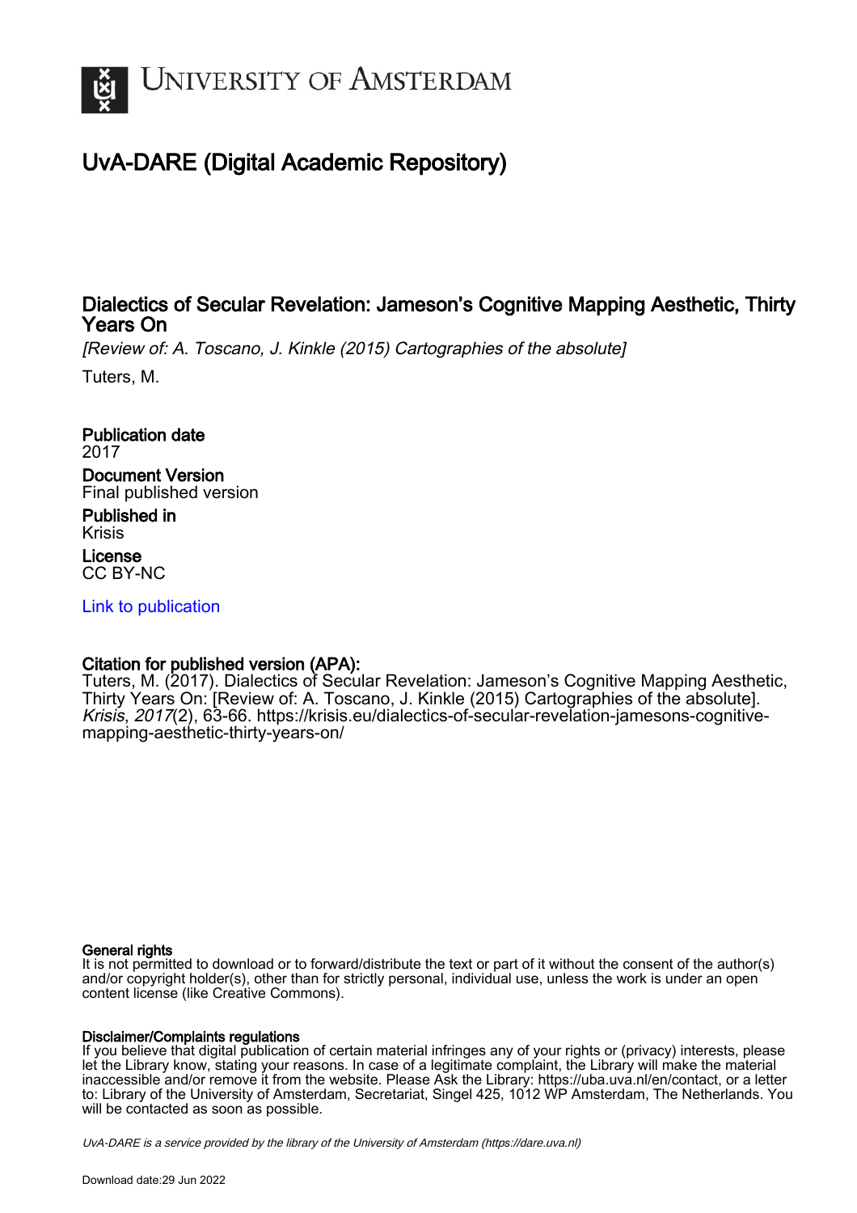University of Amsterdam

# UvA-DARE (Digital Academic Repository)

## Dialectics of Secular Revelation: Jameson's Cognitive Mapping Aesthetic, Thirty Years On

*[Review of: A. Toscano, J. Kinkle (2015) Cartographies of the absolute]*

Tuters, M.

**Publication date**
2017

**Document Version**
Final published version

**Published in**
Krisis

**License**
CC BY-NC

Link to publication

**Citation for published version (APA):**
Tuters, M. (2017). Dialectics of Secular Revelation: Jameson's Cognitive Mapping Aesthetic, Thirty Years On: [Review of: A. Toscano, J. Kinkle (2015) Cartographies of the absolute]. *Krisis*, *2017*(2), 63-66. https://krisis.eu/dialectics-of-secular-revelation-jamesons-cognitive-mapping-aesthetic-thirty-years-on/

**General rights**
It is not permitted to download or to forward/distribute the text or part of it without the consent of the author(s) and/or copyright holder(s), other than for strictly personal, individual use, unless the work is under an open content license (like Creative Commons).

**Disclaimer/Complaints regulations**
If you believe that digital publication of certain material infringes any of your rights or (privacy) interests, please let the Library know, stating your reasons. In case of a legitimate complaint, the Library will make the material inaccessible and/or remove it from the website. Please Ask the Library: https://uba.uva.nl/en/contact, or a letter to: Library of the University of Amsterdam, Secretariat, Singel 425, 1012 WP Amsterdam, The Netherlands. You will be contacted as soon as possible.

*UvA-DARE is a service provided by the library of the University of Amsterdam (https://dare.uva.nl)*

Download date:29 Jun 2022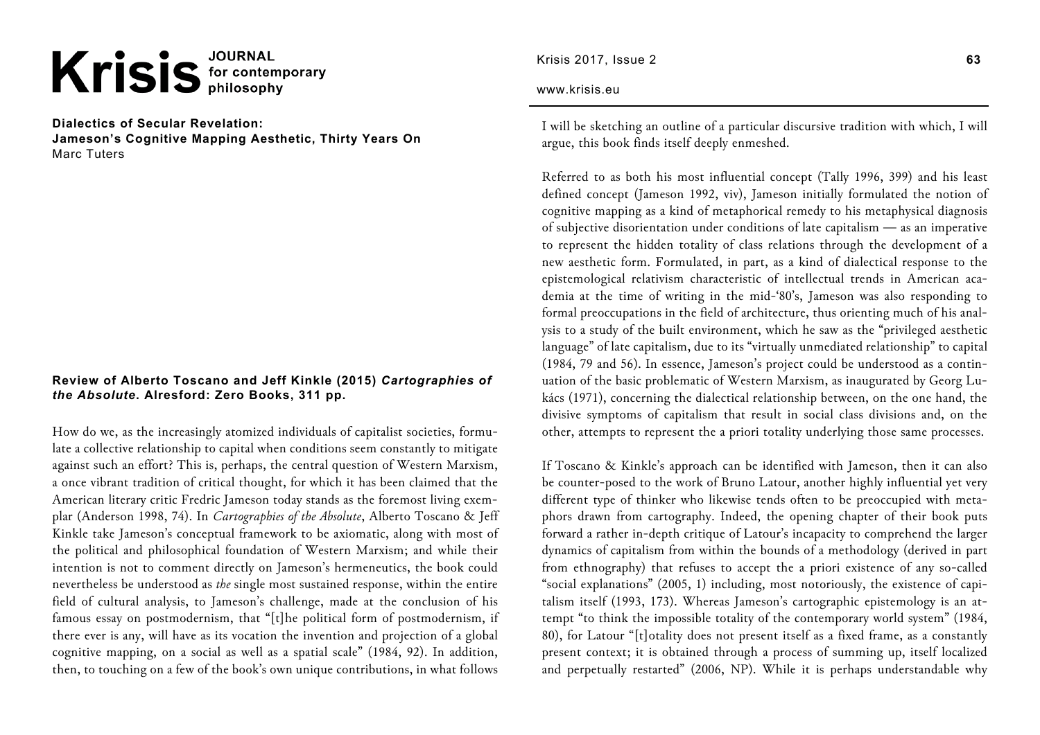**Krisis** JOURNAL for contemporary philosophy

**Dialectics of Secular Revelation:**
**Jameson's Cognitive Mapping Aesthetic, Thirty Years On**
Marc Tuters

**Review of Alberto Toscano and Jeff Kinkle (2015)** ***Cartographies of the Absolute*****. Alresford: Zero Books, 311 pp.**

How do we, as the increasingly atomized individuals of capitalist societies, formulate a collective relationship to capital when conditions seem constantly to mitigate against such an effort? This is, perhaps, the central question of Western Marxism, a once vibrant tradition of critical thought, for which it has been claimed that the American literary critic Fredric Jameson today stands as the foremost living exemplar (Anderson 1998, 74). In *Cartographies of the Absolute*, Alberto Toscano & Jeff Kinkle take Jameson's conceptual framework to be axiomatic, along with most of the political and philosophical foundation of Western Marxism; and while their intention is not to comment directly on Jameson's hermeneutics, the book could nevertheless be understood as *the* single most sustained response, within the entire field of cultural analysis, to Jameson's challenge, made at the conclusion of his famous essay on postmodernism, that "[t]he political form of postmodernism, if there ever is any, will have as its vocation the invention and projection of a global cognitive mapping, on a social as well as a spatial scale" (1984, 92). In addition, then, to touching on a few of the book's own unique contributions, in what follows I will be sketching an outline of a particular discursive tradition with which, I will argue, this book finds itself deeply enmeshed.

Referred to as both his most influential concept (Tally 1996, 399) and his least defined concept (Jameson 1992, viv), Jameson initially formulated the notion of cognitive mapping as a kind of metaphorical remedy to his metaphysical diagnosis of subjective disorientation under conditions of late capitalism — as an imperative to represent the hidden totality of class relations through the development of a new aesthetic form. Formulated, in part, as a kind of dialectical response to the epistemological relativism characteristic of intellectual trends in American academia at the time of writing in the mid-'80's, Jameson was also responding to formal preoccupations in the field of architecture, thus orienting much of his analysis to a study of the built environment, which he saw as the "privileged aesthetic language" of late capitalism, due to its "virtually unmediated relationship" to capital (1984, 79 and 56). In essence, Jameson's project could be understood as a continuation of the basic problematic of Western Marxism, as inaugurated by Georg Lukács (1971), concerning the dialectical relationship between, on the one hand, the divisive symptoms of capitalism that result in social class divisions and, on the other, attempts to represent the a priori totality underlying those same processes.

If Toscano & Kinkle's approach can be identified with Jameson, then it can also be counter-posed to the work of Bruno Latour, another highly influential yet very different type of thinker who likewise tends often to be preoccupied with metaphors drawn from cartography. Indeed, the opening chapter of their book puts forward a rather in-depth critique of Latour's incapacity to comprehend the larger dynamics of capitalism from within the bounds of a methodology (derived in part from ethnography) that refuses to accept the a priori existence of any so-called "social explanations" (2005, 1) including, most notoriously, the existence of capitalism itself (1993, 173). Whereas Jameson's cartographic epistemology is an attempt "to think the impossible totality of the contemporary world system" (1984, 80), for Latour "[t]otality does not present itself as a fixed frame, as a constantly present context; it is obtained through a process of summing up, itself localized and perpetually restarted" (2006, NP). While it is perhaps understandable why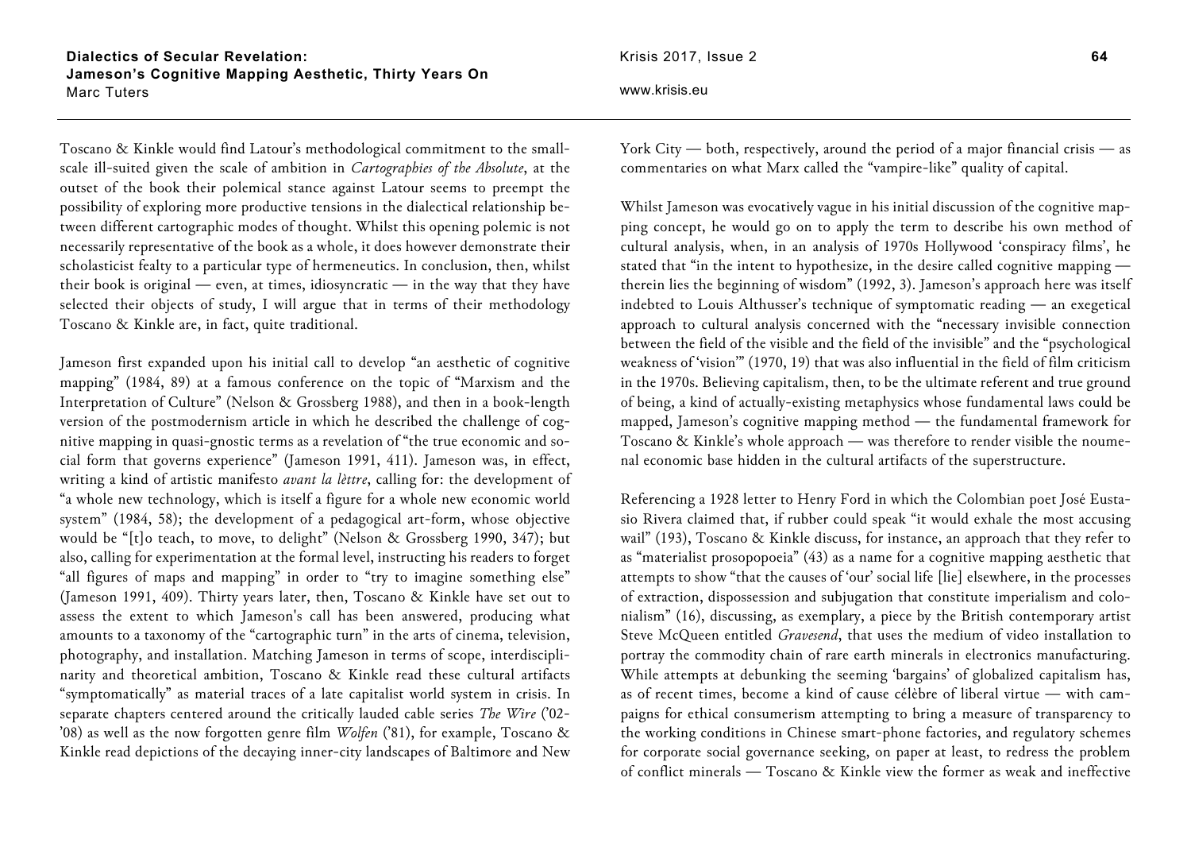Toscano & Kinkle would find Latour's methodological commitment to the small-scale ill-suited given the scale of ambition in *Cartographies of the Absolute*, at the outset of the book their polemical stance against Latour seems to preempt the possibility of exploring more productive tensions in the dialectical relationship between different cartographic modes of thought. Whilst this opening polemic is not necessarily representative of the book as a whole, it does however demonstrate their scholasticist fealty to a particular type of hermeneutics. In conclusion, then, whilst their book is original — even, at times, idiosyncratic — in the way that they have selected their objects of study, I will argue that in terms of their methodology Toscano & Kinkle are, in fact, quite traditional.

Jameson first expanded upon his initial call to develop "an aesthetic of cognitive mapping" (1984, 89) at a famous conference on the topic of "Marxism and the Interpretation of Culture" (Nelson & Grossberg 1988), and then in a book-length version of the postmodernism article in which he described the challenge of cognitive mapping in quasi-gnostic terms as a revelation of "the true economic and social form that governs experience" (Jameson 1991, 411). Jameson was, in effect, writing a kind of artistic manifesto *avant la lèttre*, calling for: the development of "a whole new technology, which is itself a figure for a whole new economic world system" (1984, 58); the development of a pedagogical art-form, whose objective would be "[t]o teach, to move, to delight" (Nelson & Grossberg 1990, 347); but also, calling for experimentation at the formal level, instructing his readers to forget "all figures of maps and mapping" in order to "try to imagine something else" (Jameson 1991, 409). Thirty years later, then, Toscano & Kinkle have set out to assess the extent to which Jameson's call has been answered, producing what amounts to a taxonomy of the "cartographic turn" in the arts of cinema, television, photography, and installation. Matching Jameson in terms of scope, interdisciplinarity and theoretical ambition, Toscano & Kinkle read these cultural artifacts "symptomatically" as material traces of a late capitalist world system in crisis. In separate chapters centered around the critically lauded cable series *The Wire* ('02-'08) as well as the now forgotten genre film *Wolfen* ('81), for example, Toscano & Kinkle read depictions of the decaying inner-city landscapes of Baltimore and New York City — both, respectively, around the period of a major financial crisis — as commentaries on what Marx called the "vampire-like" quality of capital.

Whilst Jameson was evocatively vague in his initial discussion of the cognitive mapping concept, he would go on to apply the term to describe his own method of cultural analysis, when, in an analysis of 1970s Hollywood 'conspiracy films', he stated that "in the intent to hypothesize, in the desire called cognitive mapping — therein lies the beginning of wisdom" (1992, 3). Jameson's approach here was itself indebted to Louis Althusser's technique of symptomatic reading — an exegetical approach to cultural analysis concerned with the "necessary invisible connection between the field of the visible and the field of the invisible" and the "psychological weakness of 'vision'" (1970, 19) that was also influential in the field of film criticism in the 1970s. Believing capitalism, then, to be the ultimate referent and true ground of being, a kind of actually-existing metaphysics whose fundamental laws could be mapped, Jameson's cognitive mapping method — the fundamental framework for Toscano & Kinkle's whole approach — was therefore to render visible the noumenal economic base hidden in the cultural artifacts of the superstructure.

Referencing a 1928 letter to Henry Ford in which the Colombian poet José Eustasio Rivera claimed that, if rubber could speak "it would exhale the most accusing wail" (193), Toscano & Kinkle discuss, for instance, an approach that they refer to as "materialist prosopopoeia" (43) as a name for a cognitive mapping aesthetic that attempts to show "that the causes of 'our' social life [lie] elsewhere, in the processes of extraction, dispossession and subjugation that constitute imperialism and colonialism" (16), discussing, as exemplary, a piece by the British contemporary artist Steve McQueen entitled *Gravesend*, that uses the medium of video installation to portray the commodity chain of rare earth minerals in electronics manufacturing. While attempts at debunking the seeming 'bargains' of globalized capitalism has, as of recent times, become a kind of cause célèbre of liberal virtue — with campaigns for ethical consumerism attempting to bring a measure of transparency to the working conditions in Chinese smart-phone factories, and regulatory schemes for corporate social governance seeking, on paper at least, to redress the problem of conflict minerals — Toscano & Kinkle view the former as weak and ineffective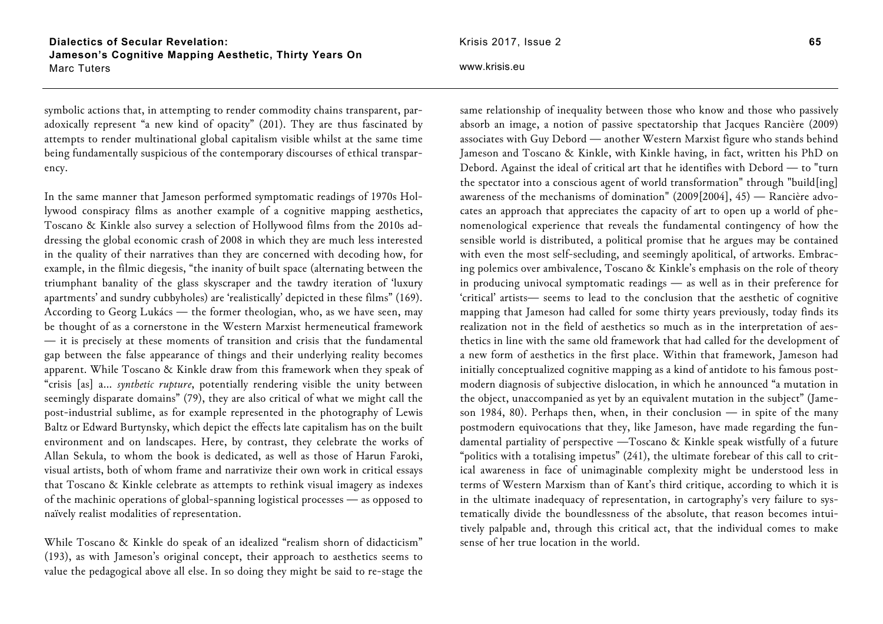symbolic actions that, in attempting to render commodity chains transparent, paradoxically represent "a new kind of opacity" (201). They are thus fascinated by attempts to render multinational global capitalism visible whilst at the same time being fundamentally suspicious of the contemporary discourses of ethical transparency.

In the same manner that Jameson performed symptomatic readings of 1970s Hollywood conspiracy films as another example of a cognitive mapping aesthetics, Toscano & Kinkle also survey a selection of Hollywood films from the 2010s addressing the global economic crash of 2008 in which they are much less interested in the quality of their narratives than they are concerned with decoding how, for example, in the filmic diegesis, "the inanity of built space (alternating between the triumphant banality of the glass skyscraper and the tawdry iteration of 'luxury apartments' and sundry cubbyholes) are 'realistically' depicted in these films" (169). According to Georg Lukács — the former theologian, who, as we have seen, may be thought of as a cornerstone in the Western Marxist hermeneutical framework — it is precisely at these moments of transition and crisis that the fundamental gap between the false appearance of things and their underlying reality becomes apparent. While Toscano & Kinkle draw from this framework when they speak of "crisis [as] a… *synthetic rupture*, potentially rendering visible the unity between seemingly disparate domains" (79), they are also critical of what we might call the post-industrial sublime, as for example represented in the photography of Lewis Baltz or Edward Burtynsky, which depict the effects late capitalism has on the built environment and on landscapes. Here, by contrast, they celebrate the works of Allan Sekula, to whom the book is dedicated, as well as those of Harun Faroki, visual artists, both of whom frame and narrativize their own work in critical essays that Toscano & Kinkle celebrate as attempts to rethink visual imagery as indexes of the machinic operations of global-spanning logistical processes — as opposed to naïvely realist modalities of representation.

While Toscano & Kinkle do speak of an idealized "realism shorn of didacticism" (193), as with Jameson's original concept, their approach to aesthetics seems to value the pedagogical above all else. In so doing they might be said to re-stage the same relationship of inequality between those who know and those who passively absorb an image, a notion of passive spectatorship that Jacques Rancière (2009) associates with Guy Debord — another Western Marxist figure who stands behind Jameson and Toscano & Kinkle, with Kinkle having, in fact, written his PhD on Debord. Against the ideal of critical art that he identifies with Debord — to "turn the spectator into a conscious agent of world transformation" through "build[ing] awareness of the mechanisms of domination" (2009[2004], 45) — Rancière advocates an approach that appreciates the capacity of art to open up a world of phenomenological experience that reveals the fundamental contingency of how the sensible world is distributed, a political promise that he argues may be contained with even the most self-secluding, and seemingly apolitical, of artworks. Embracing polemics over ambivalence, Toscano & Kinkle's emphasis on the role of theory in producing univocal symptomatic readings — as well as in their preference for 'critical' artists— seems to lead to the conclusion that the aesthetic of cognitive mapping that Jameson had called for some thirty years previously, today finds its realization not in the field of aesthetics so much as in the interpretation of aesthetics in line with the same old framework that had called for the development of a new form of aesthetics in the first place. Within that framework, Jameson had initially conceptualized cognitive mapping as a kind of antidote to his famous postmodern diagnosis of subjective dislocation, in which he announced "a mutation in the object, unaccompanied as yet by an equivalent mutation in the subject" (Jameson 1984, 80). Perhaps then, when, in their conclusion — in spite of the many postmodern equivocations that they, like Jameson, have made regarding the fundamental partiality of perspective —Toscano & Kinkle speak wistfully of a future "politics with a totalising impetus" (241), the ultimate forebear of this call to critical awareness in face of unimaginable complexity might be understood less in terms of Western Marxism than of Kant's third critique, according to which it is in the ultimate inadequacy of representation, in cartography's very failure to systematically divide the boundlessness of the absolute, that reason becomes intuitively palpable and, through this critical act, that the individual comes to make sense of her true location in the world.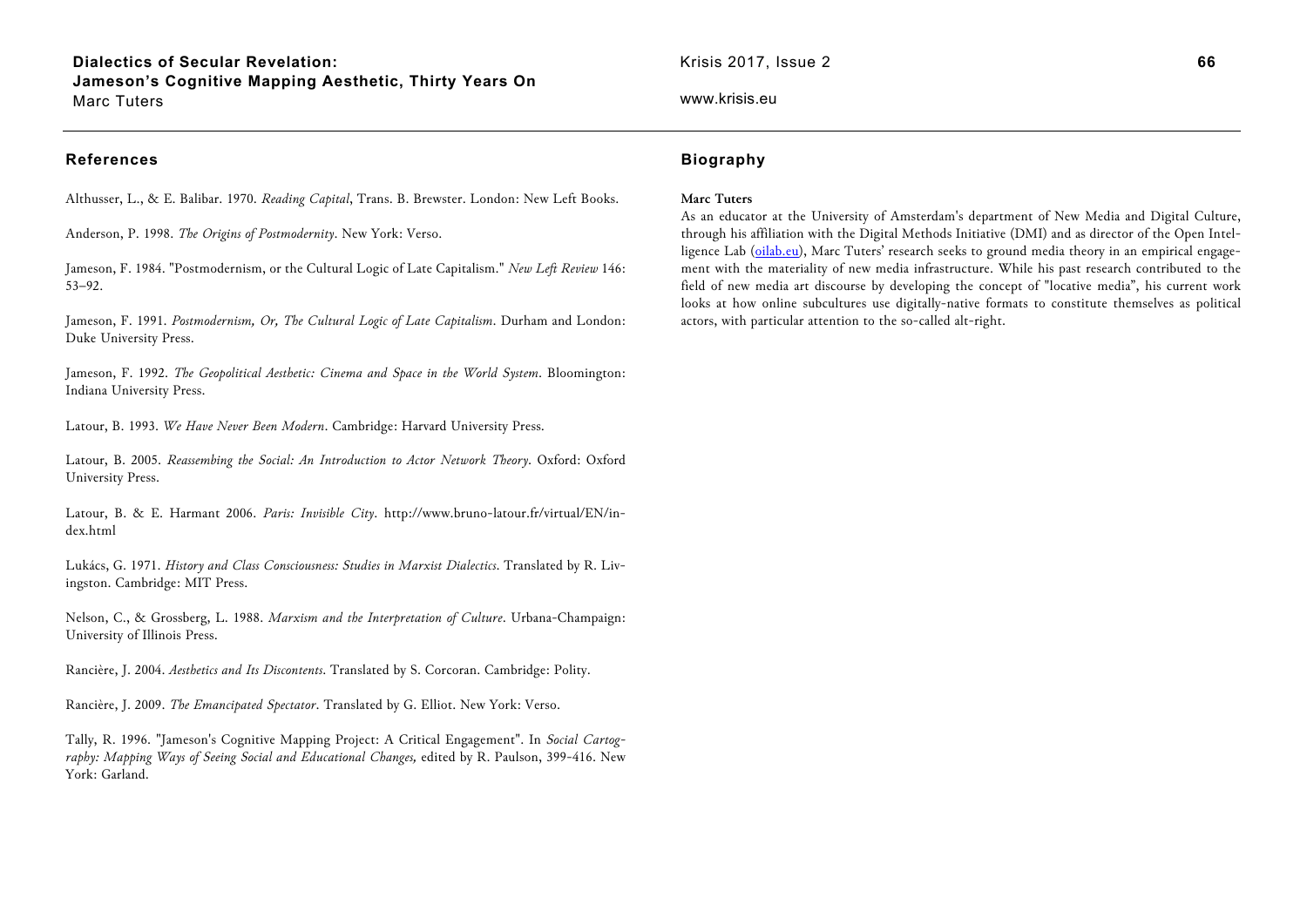## References

Althusser, L., & E. Balibar. 1970. *Reading Capital*, Trans. B. Brewster. London: New Left Books.

Anderson, P. 1998. *The Origins of Postmodernity*. New York: Verso.

Jameson, F. 1984. "Postmodernism, or the Cultural Logic of Late Capitalism." *New Left Review* 146: 53–92.

Jameson, F. 1991. *Postmodernism, Or, The Cultural Logic of Late Capitalism*. Durham and London: Duke University Press.

Jameson, F. 1992. *The Geopolitical Aesthetic: Cinema and Space in the World System*. Bloomington: Indiana University Press.

Latour, B. 1993. *We Have Never Been Modern*. Cambridge: Harvard University Press.

Latour, B. 2005. *Reassembing the Social: An Introduction to Actor Network Theory*. Oxford: Oxford University Press.

Latour, B. & E. Harmant 2006. *Paris: Invisible City*. http://www.bruno-latour.fr/virtual/EN/index.html

Lukács, G. 1971. *History and Class Consciousness: Studies in Marxist Dialectics*. Translated by R. Livingston. Cambridge: MIT Press.

Nelson, C., & Grossberg, L. 1988. *Marxism and the Interpretation of Culture*. Urbana-Champaign: University of Illinois Press.

Rancière, J. 2004. *Aesthetics and Its Discontents*. Translated by S. Corcoran. Cambridge: Polity.

Rancière, J. 2009. *The Emancipated Spectator*. Translated by G. Elliot. New York: Verso.

Tally, R. 1996. "Jameson's Cognitive Mapping Project: A Critical Engagement". In *Social Cartography: Mapping Ways of Seeing Social and Educational Changes,* edited by R. Paulson, 399-416. New York: Garland.

## Biography

**Marc Tuters**

As an educator at the University of Amsterdam's department of New Media and Digital Culture, through his affiliation with the Digital Methods Initiative (DMI) and as director of the Open Intelligence Lab (oilab.eu), Marc Tuters' research seeks to ground media theory in an empirical engagement with the materiality of new media infrastructure. While his past research contributed to the field of new media art discourse by developing the concept of "locative media", his current work looks at how online subcultures use digitally-native formats to constitute themselves as political actors, with particular attention to the so-called alt-right.